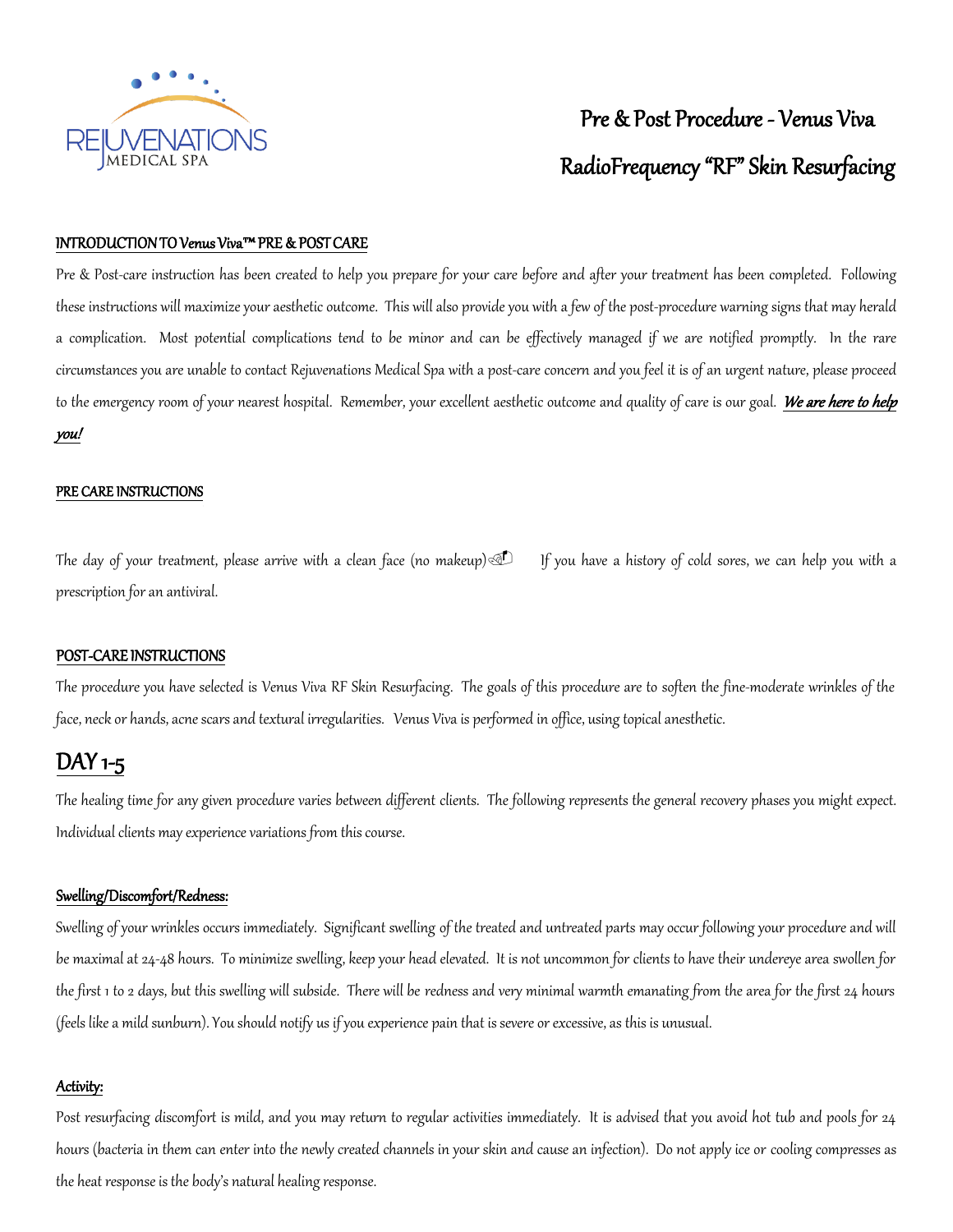REJUVENATIONS MEDICAL SPA

# Pre & Post Procedure - Venus Viva RadioFrequency "RF" Skin Resurfacing

**INTRODUCTION TO *Venus Viva*™ PRE & POST CARE**

Pre & Post-care instruction has been created to help you prepare for your care before and after your treatment has been completed. Following these instructions will maximize your aesthetic outcome. This will also provide you with a few of the post-procedure warning signs that may herald a complication. Most potential complications tend to be minor and can be effectively managed if we are notified promptly. In the rare circumstances you are unable to contact Rejuvenations Medical Spa with a post-care concern and you feel it is of an urgent nature, please proceed to the emergency room of your nearest hospital. Remember, your excellent aesthetic outcome and quality of care is our goal. ***We are here to help you!***

**PRE CARE INSTRUCTIONS**

The day of your treatment, please arrive with a clean face (no makeup) If you have a history of cold sores, we can help you with a prescription for an antiviral.

**POST-CARE INSTRUCTIONS**

The procedure you have selected is Venus Viva RF Skin Resurfacing. The goals of this procedure are to soften the fine-moderate wrinkles of the face, neck or hands, acne scars and textural irregularities. Venus Viva is performed in office, using topical anesthetic.

## DAY 1-5

The healing time for any given procedure varies between different clients. The following represents the general recovery phases you might expect. Individual clients may experience variations from this course.

**Swelling/Discomfort/Redness:**

Swelling of your wrinkles occurs immediately. Significant swelling of the treated and untreated parts may occur following your procedure and will be maximal at 24-48 hours. To minimize swelling, keep your head elevated. It is not uncommon for clients to have their undereye area swollen for the first 1 to 2 days, but this swelling will subside. There will be redness and very minimal warmth emanating from the area for the first 24 hours (feels like a mild sunburn). You should notify us if you experience pain that is severe or excessive, as this is unusual.

**Activity:**

Post resurfacing discomfort is mild, and you may return to regular activities immediately. It is advised that you avoid hot tub and pools for 24 hours (bacteria in them can enter into the newly created channels in your skin and cause an infection). Do not apply ice or cooling compresses as the heat response is the body's natural healing response.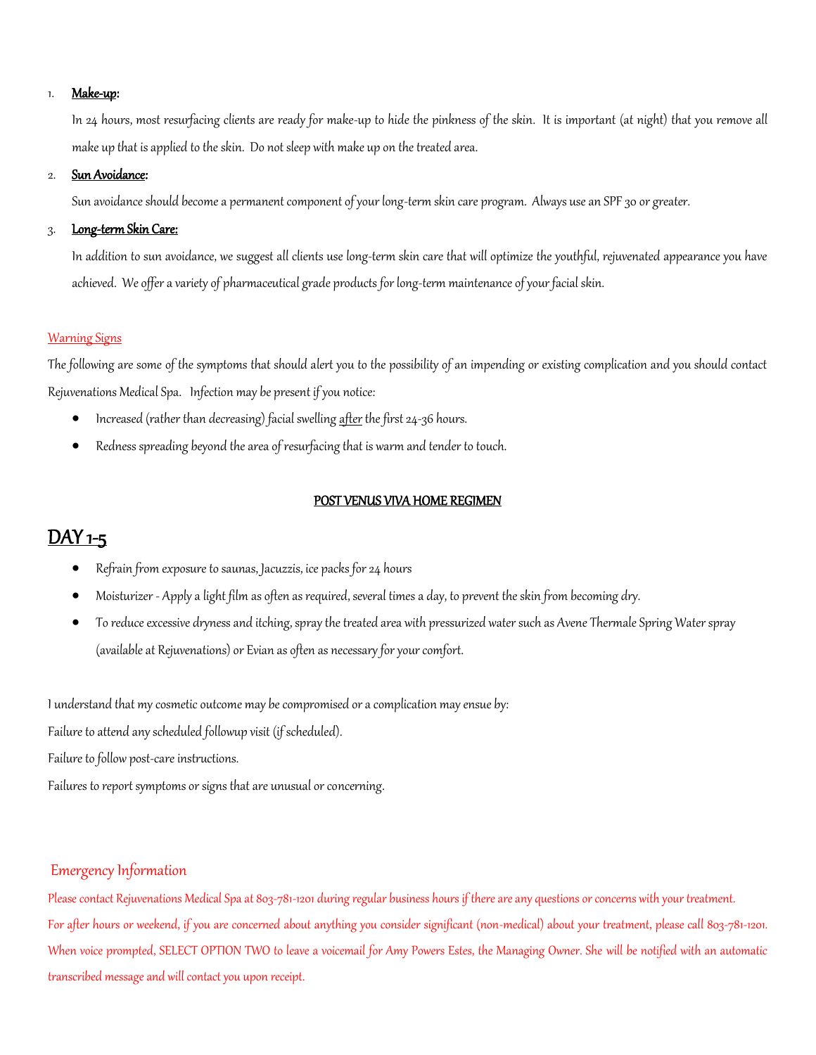1. **Make-up:**

   In 24 hours, most resurfacing clients are ready for make-up to hide the pinkness of the skin. It is important (at night) that you remove all make up that is applied to the skin. Do not sleep with make up on the treated area.

2. **Sun Avoidance:**

   Sun avoidance should become a permanent component of your long-term skin care program. Always use an SPF 30 or greater.

3. **Long-term Skin Care:**

   In addition to sun avoidance, we suggest all clients use long-term skin care that will optimize the youthful, rejuvenated appearance you have achieved. We offer a variety of pharmaceutical grade products for long-term maintenance of your facial skin.

Warning Signs

The following are some of the symptoms that should alert you to the possibility of an impending or existing complication and you should contact Rejuvenations Medical Spa. Infection may be present if you notice:

- Increased (rather than decreasing) facial swelling after the first 24-36 hours.
- Redness spreading beyond the area of resurfacing that is warm and tender to touch.

**POST VENUS VIVA HOME REGIMEN**

## DAY 1-5

- Refrain from exposure to saunas, Jacuzzis, ice packs for 24 hours
- Moisturizer - Apply a light film as often as required, several times a day, to prevent the skin from becoming dry.
- To reduce excessive dryness and itching, spray the treated area with pressurized water such as Avene Thermale Spring Water spray (available at Rejuvenations) or Evian as often as necessary for your comfort.

I understand that my cosmetic outcome may be compromised or a complication may ensue by:

Failure to attend any scheduled followup visit (if scheduled).

Failure to follow post-care instructions.

Failures to report symptoms or signs that are unusual or concerning.

## Emergency Information

Please contact Rejuvenations Medical Spa at 803-781-1201 during regular business hours if there are any questions or concerns with your treatment.

For after hours or weekend, if you are concerned about anything you consider significant (non-medical) about your treatment, please call 803-781-1201. When voice prompted, SELECT OPTION TWO to leave a voicemail for Amy Powers Estes, the Managing Owner. She will be notified with an automatic transcribed message and will contact you upon receipt.